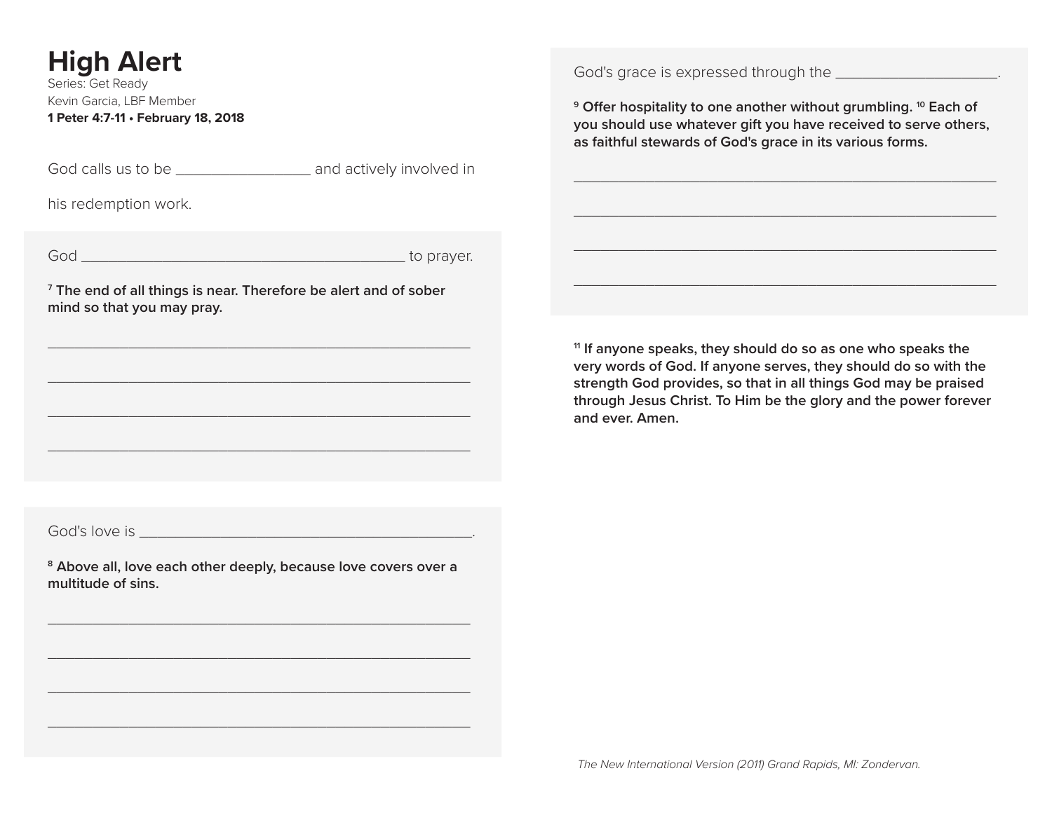# High Alert

Series: Get Ready

Kevin Garcia, LBF Member

**1 Peter 4:7-11 • February 18, 2018**

God calls us to be ________________ and actively involved in his redemption work.

God ______________________________________ to prayer.

**[7] The end of all things is near. Therefore be alert and of sober mind so that you may pray.**

_______________________________________________________

_______________________________________________________

_______________________________________________________

_______________________________________________________

God's love is ________________________________________.

**[8] Above all, love each other deeply, because love covers over a multitude of sins.**

_______________________________________________________

_______________________________________________________

_______________________________________________________

_______________________________________________________

God's grace is expressed through the ____________________.

**[9] Offer hospitality to one another without grumbling. [10] Each of you should use whatever gift you have received to serve others, as faithful stewards of God's grace in its various forms.**

_______________________________________________________

_______________________________________________________

_______________________________________________________

_______________________________________________________

**[11] If anyone speaks, they should do so as one who speaks the very words of God. If anyone serves, they should do so with the strength God provides, so that in all things God may be praised through Jesus Christ. To Him be the glory and the power forever and ever. Amen.**

*The New International Version (2011) Grand Rapids, MI: Zondervan.*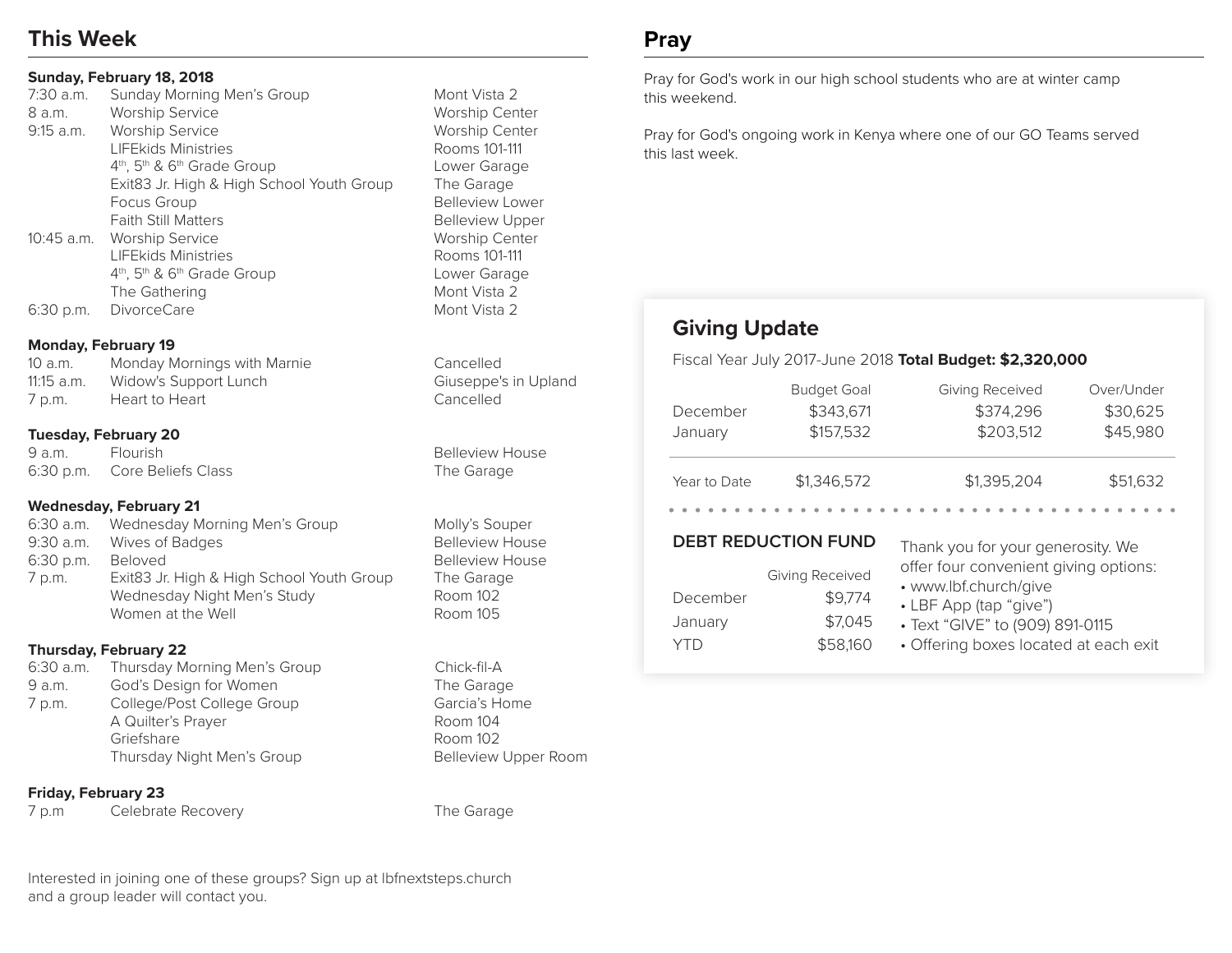## This Week

**Sunday, February 18, 2018**

| | | |
|---|---|---|
| 7:30 a.m. | Sunday Morning Men's Group | Mont Vista 2 |
| 8 a.m. | Worship Service | Worship Center |
| 9:15 a.m. | Worship Service | Worship Center |
| | LIFEkids Ministries | Rooms 101-111 |
| | 4th, 5th & 6th Grade Group | Lower Garage |
| | Exit83 Jr. High & High School Youth Group | The Garage |
| | Focus Group | Belleview Lower |
| | Faith Still Matters | Belleview Upper |
| 10:45 a.m. | Worship Service | Worship Center |
| | LIFEkids Ministries | Rooms 101-111 |
| | 4th, 5th & 6th Grade Group | Lower Garage |
| | The Gathering | Mont Vista 2 |
| 6:30 p.m. | DivorceCare | Mont Vista 2 |

**Monday, February 19**

| | | |
|---|---|---|
| 10 a.m. | Monday Mornings with Marnie | Cancelled |
| 11:15 a.m. | Widow's Support Lunch | Giuseppe's in Upland |
| 7 p.m. | Heart to Heart | Cancelled |

**Tuesday, February 20**

| | | |
|---|---|---|
| 9 a.m. | Flourish | Belleview House |
| 6:30 p.m. | Core Beliefs Class | The Garage |

**Wednesday, February 21**

| | | |
|---|---|---|
| 6:30 a.m. | Wednesday Morning Men's Group | Molly's Souper |
| 9:30 a.m. | Wives of Badges | Belleview House |
| 6:30 p.m. | Beloved | Belleview House |
| 7 p.m. | Exit83 Jr. High & High School Youth Group | The Garage |
| | Wednesday Night Men's Study | Room 102 |
| | Women at the Well | Room 105 |

**Thursday, February 22**

| | | |
|---|---|---|
| 6:30 a.m. | Thursday Morning Men's Group | Chick-fil-A |
| 9 a.m. | God's Design for Women | The Garage |
| 7 p.m. | College/Post College Group | Garcia's Home |
| | A Quilter's Prayer | Room 104 |
| | Griefshare | Room 102 |
| | Thursday Night Men's Group | Belleview Upper Room |

**Friday, February 23**

| | | |
|---|---|---|
| 7 p.m | Celebrate Recovery | The Garage |

Interested in joining one of these groups? Sign up at lbfnextsteps.church and a group leader will contact you.

## Pray

Pray for God's work in our high school students who are at winter camp this weekend.

Pray for God's ongoing work in Kenya where one of our GO Teams served this last week.

## Giving Update

Fiscal Year July 2017-June 2018 **Total Budget: $2,320,000**

| | Budget Goal | Giving Received | Over/Under |
|---|---|---|---|
| December | $343,671 | $374,296 | $30,625 |
| January | $157,532 | $203,512 | $45,980 |
| Year to Date | $1,346,572 | $1,395,204 | $51,632 |

### DEBT REDUCTION FUND

| | Giving Received |
|---|---|
| December | $9,774 |
| January | $7,045 |
| YTD | $58,160 |

Thank you for your generosity. We offer four convenient giving options:

- www.lbf.church/give
- LBF App (tap "give")
- Text "GIVE" to (909) 891-0115
- Offering boxes located at each exit